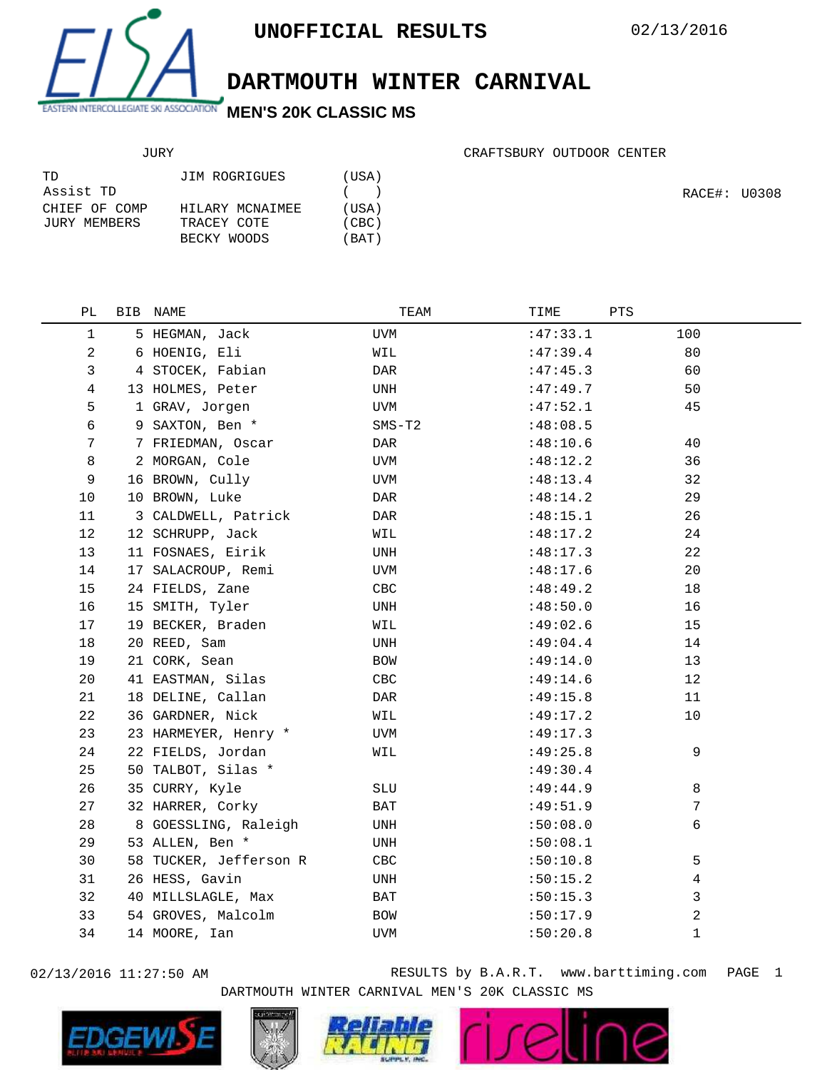# UNOFFICIAL RESULTS

02/13/2016

## DARTMOUTH WINTER CARNIVAL

### MEN'S 20K CLASSIC MS

EASTERN INTERCOLLEGIATE SKI ASSOCIATION

CRAFTSBURY OUTDOOR CENTER

RACE#: U0308

**JURY**

| | | |
|---|---|---|
| TD | JIM ROGRIGUES | (USA) |
| Assist TD | | ( ) |
| CHIEF OF COMP | HILARY MCNAIMEE | (USA) |
| JURY MEMBERS | TRACEY COTE | (CBC) |
| | BECKY WOODS | (BAT) |

| PL | BIB | NAME | TEAM | TIME | PTS |
|---|---|---|---|---|---|
| 1 | 5 | HEGMAN, Jack | UVM | :47:33.1 | 100 |
| 2 | 6 | HOENIG, Eli | WIL | :47:39.4 | 80 |
| 3 | 4 | STOCEK, Fabian | DAR | :47:45.3 | 60 |
| 4 | 13 | HOLMES, Peter | UNH | :47:49.7 | 50 |
| 5 | 1 | GRAV, Jorgen | UVM | :47:52.1 | 45 |
| 6 | 9 | SAXTON, Ben * | SMS-T2 | :48:08.5 | |
| 7 | 7 | FRIEDMAN, Oscar | DAR | :48:10.6 | 40 |
| 8 | 2 | MORGAN, Cole | UVM | :48:12.2 | 36 |
| 9 | 16 | BROWN, Cully | UVM | :48:13.4 | 32 |
| 10 | 10 | BROWN, Luke | DAR | :48:14.2 | 29 |
| 11 | 3 | CALDWELL, Patrick | DAR | :48:15.1 | 26 |
| 12 | 12 | SCHRUPP, Jack | WIL | :48:17.2 | 24 |
| 13 | 11 | FOSNAES, Eirik | UNH | :48:17.3 | 22 |
| 14 | 17 | SALACROUP, Remi | UVM | :48:17.6 | 20 |
| 15 | 24 | FIELDS, Zane | CBC | :48:49.2 | 18 |
| 16 | 15 | SMITH, Tyler | UNH | :48:50.0 | 16 |
| 17 | 19 | BECKER, Braden | WIL | :49:02.6 | 15 |
| 18 | 20 | REED, Sam | UNH | :49:04.4 | 14 |
| 19 | 21 | CORK, Sean | BOW | :49:14.0 | 13 |
| 20 | 41 | EASTMAN, Silas | CBC | :49:14.6 | 12 |
| 21 | 18 | DELINE, Callan | DAR | :49:15.8 | 11 |
| 22 | 36 | GARDNER, Nick | WIL | :49:17.2 | 10 |
| 23 | 23 | HARMEYER, Henry * | UVM | :49:17.3 | |
| 24 | 22 | FIELDS, Jordan | WIL | :49:25.8 | 9 |
| 25 | 50 | TALBOT, Silas * | | :49:30.4 | |
| 26 | 35 | CURRY, Kyle | SLU | :49:44.9 | 8 |
| 27 | 32 | HARRER, Corky | BAT | :49:51.9 | 7 |
| 28 | 8 | GOESSLING, Raleigh | UNH | :50:08.0 | 6 |
| 29 | 53 | ALLEN, Ben * | UNH | :50:08.1 | |
| 30 | 58 | TUCKER, Jefferson R | CBC | :50:10.8 | 5 |
| 31 | 26 | HESS, Gavin | UNH | :50:15.2 | 4 |
| 32 | 40 | MILLSLAGLE, Max | BAT | :50:15.3 | 3 |
| 33 | 54 | GROVES, Malcolm | BOW | :50:17.9 | 2 |
| 34 | 14 | MOORE, Ian | UVM | :50:20.8 | 1 |

02/13/2016 11:27:50 AM RESULTS by B.A.R.T. www.barttiming.com

DARTMOUTH WINTER CARNIVAL MEN'S 20K CLASSIC MS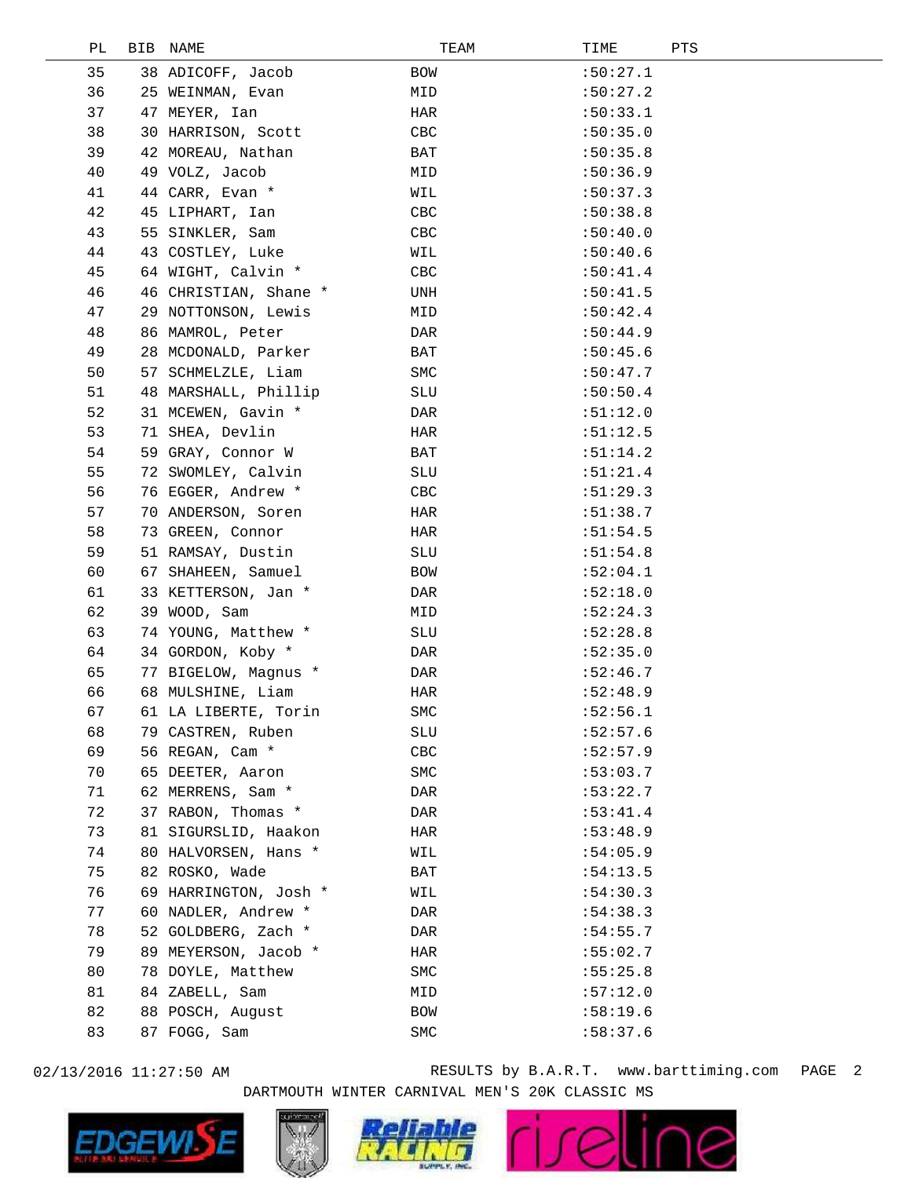| PL | BIB | NAME | TEAM | TIME | PTS |
|---|---|---|---|---|---|
| 35 | 38 | ADICOFF, Jacob | BOW | :50:27.1 | |
| 36 | 25 | WEINMAN, Evan | MID | :50:27.2 | |
| 37 | 47 | MEYER, Ian | HAR | :50:33.1 | |
| 38 | 30 | HARRISON, Scott | CBC | :50:35.0 | |
| 39 | 42 | MOREAU, Nathan | BAT | :50:35.8 | |
| 40 | 49 | VOLZ, Jacob | MID | :50:36.9 | |
| 41 | 44 | CARR, Evan * | WIL | :50:37.3 | |
| 42 | 45 | LIPHART, Ian | CBC | :50:38.8 | |
| 43 | 55 | SINKLER, Sam | CBC | :50:40.0 | |
| 44 | 43 | COSTLEY, Luke | WIL | :50:40.6 | |
| 45 | 64 | WIGHT, Calvin * | CBC | :50:41.4 | |
| 46 | 46 | CHRISTIAN, Shane * | UNH | :50:41.5 | |
| 47 | 29 | NOTTONSON, Lewis | MID | :50:42.4 | |
| 48 | 86 | MAMROL, Peter | DAR | :50:44.9 | |
| 49 | 28 | MCDONALD, Parker | BAT | :50:45.6 | |
| 50 | 57 | SCHMELZLE, Liam | SMC | :50:47.7 | |
| 51 | 48 | MARSHALL, Phillip | SLU | :50:50.4 | |
| 52 | 31 | MCEWEN, Gavin * | DAR | :51:12.0 | |
| 53 | 71 | SHEA, Devlin | HAR | :51:12.5 | |
| 54 | 59 | GRAY, Connor W | BAT | :51:14.2 | |
| 55 | 72 | SWOMLEY, Calvin | SLU | :51:21.4 | |
| 56 | 76 | EGGER, Andrew * | CBC | :51:29.3 | |
| 57 | 70 | ANDERSON, Soren | HAR | :51:38.7 | |
| 58 | 73 | GREEN, Connor | HAR | :51:54.5 | |
| 59 | 51 | RAMSAY, Dustin | SLU | :51:54.8 | |
| 60 | 67 | SHAHEEN, Samuel | BOW | :52:04.1 | |
| 61 | 33 | KETTERSON, Jan * | DAR | :52:18.0 | |
| 62 | 39 | WOOD, Sam | MID | :52:24.3 | |
| 63 | 74 | YOUNG, Matthew * | SLU | :52:28.8 | |
| 64 | 34 | GORDON, Koby * | DAR | :52:35.0 | |
| 65 | 77 | BIGELOW, Magnus * | DAR | :52:46.7 | |
| 66 | 68 | MULSHINE, Liam | HAR | :52:48.9 | |
| 67 | 61 | LA LIBERTE, Torin | SMC | :52:56.1 | |
| 68 | 79 | CASTREN, Ruben | SLU | :52:57.6 | |
| 69 | 56 | REGAN, Cam * | CBC | :52:57.9 | |
| 70 | 65 | DEETER, Aaron | SMC | :53:03.7 | |
| 71 | 62 | MERRENS, Sam * | DAR | :53:22.7 | |
| 72 | 37 | RABON, Thomas * | DAR | :53:41.4 | |
| 73 | 81 | SIGURSLID, Haakon | HAR | :53:48.9 | |
| 74 | 80 | HALVORSEN, Hans * | WIL | :54:05.9 | |
| 75 | 82 | ROSKO, Wade | BAT | :54:13.5 | |
| 76 | 69 | HARRINGTON, Josh * | WIL | :54:30.3 | |
| 77 | 60 | NADLER, Andrew * | DAR | :54:38.3 | |
| 78 | 52 | GOLDBERG, Zach * | DAR | :54:55.7 | |
| 79 | 89 | MEYERSON, Jacob * | HAR | :55:02.7 | |
| 80 | 78 | DOYLE, Matthew | SMC | :55:25.8 | |
| 81 | 84 | ZABELL, Sam | MID | :57:12.0 | |
| 82 | 88 | POSCH, August | BOW | :58:19.6 | |
| 83 | 87 | FOGG, Sam | SMC | :58:37.6 | |

02/13/2016 11:27:50 AM RESULTS by B.A.R.T. www.barttiming.com

DARTMOUTH WINTER CARNIVAL MEN'S 20K CLASSIC MS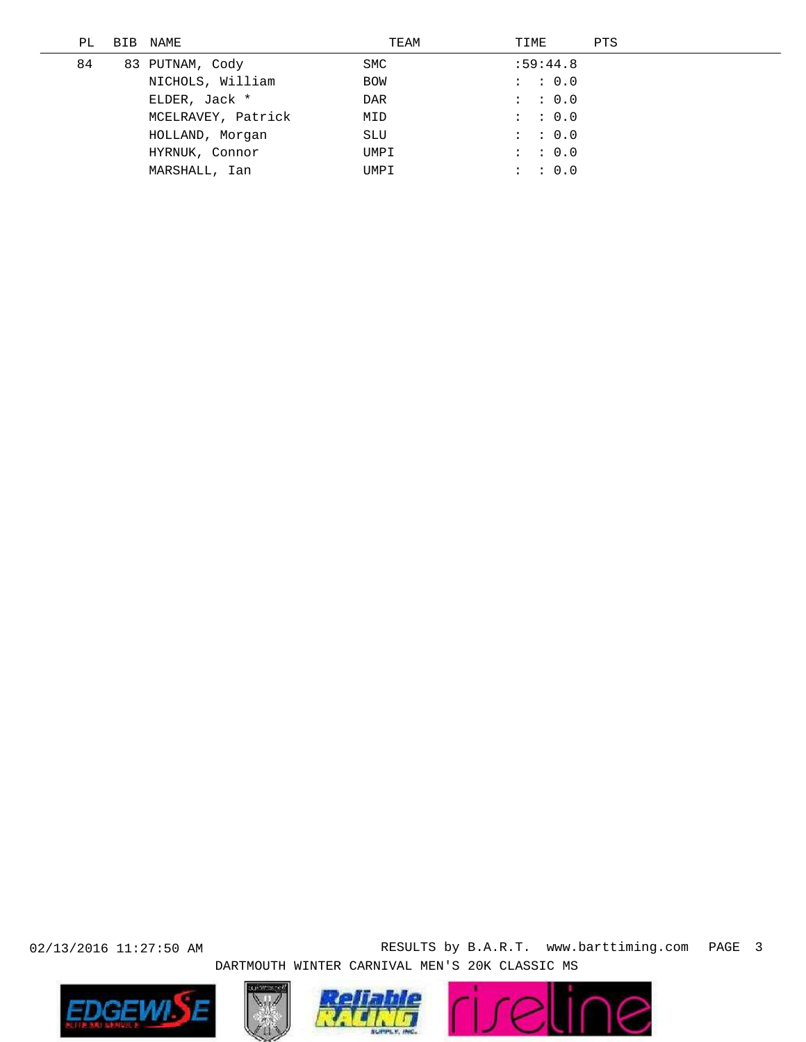| PL | BIB | NAME | TEAM | TIME | PTS |
|---|---|---|---|---|---|
| 84 | 83 | PUTNAM, Cody | SMC | :59:44.8 | |
| | | NICHOLS, William | BOW | : : 0.0 | |
| | | ELDER, Jack * | DAR | : : 0.0 | |
| | | MCELRAVEY, Patrick | MID | : : 0.0 | |
| | | HOLLAND, Morgan | SLU | : : 0.0 | |
| | | HYRNUK, Connor | UMPI | : : 0.0 | |
| | | MARSHALL, Ian | UMPI | : : 0.0 | |

02/13/2016 11:27:50 AM RESULTS by B.A.R.T. www.barttiming.com

DARTMOUTH WINTER CARNIVAL MEN'S 20K CLASSIC MS